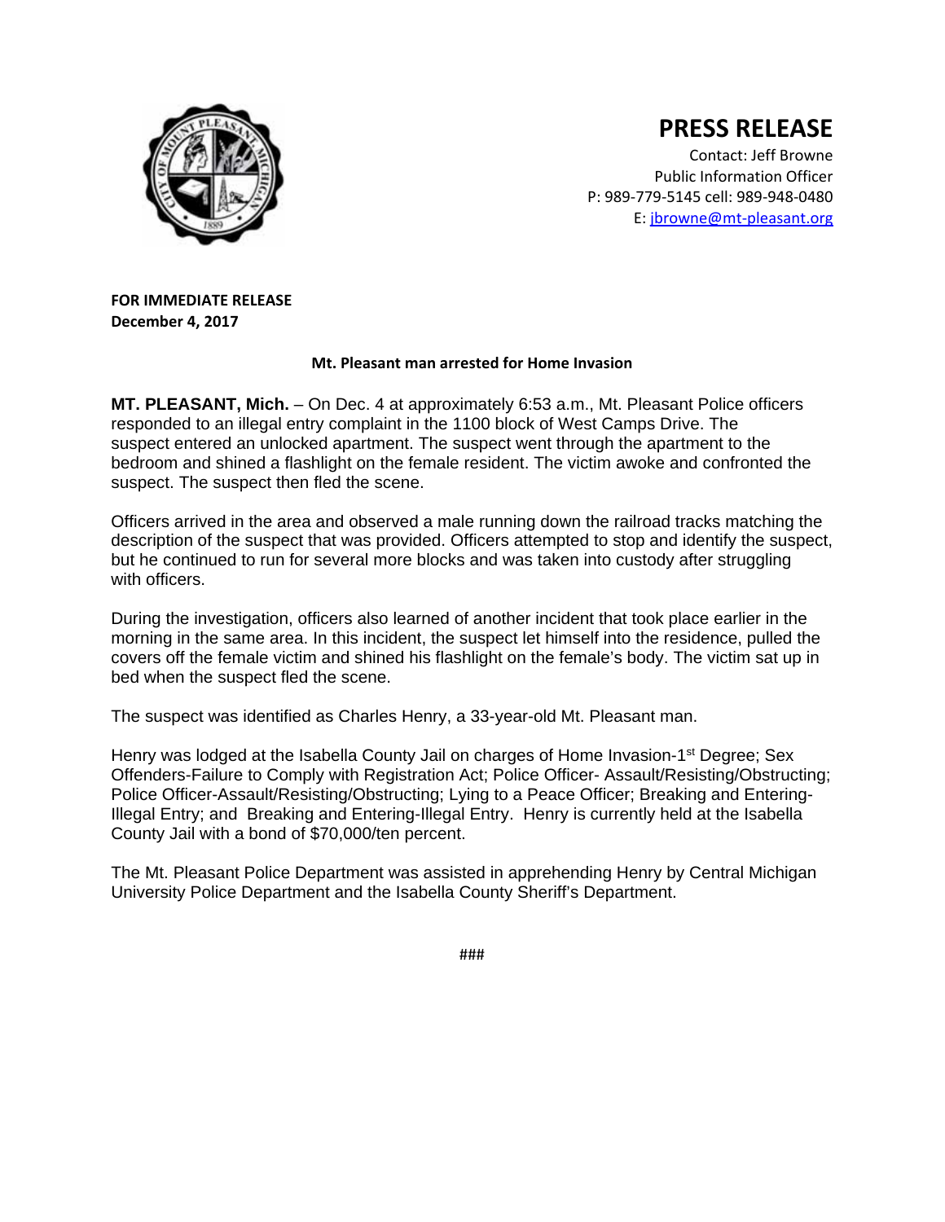# PRESS RELEASE

Contact: Jeff Browne
Public Information Officer
P: 989-779-5145 cell: 989-948-0480
E: jbrowne@mt-pleasant.org

**FOR IMMEDIATE RELEASE**
**December 4, 2017**

**Mt. Pleasant man arrested for Home Invasion**

**MT. PLEASANT, Mich.** – On Dec. 4 at approximately 6:53 a.m., Mt. Pleasant Police officers responded to an illegal entry complaint in the 1100 block of West Camps Drive. The suspect entered an unlocked apartment. The suspect went through the apartment to the bedroom and shined a flashlight on the female resident. The victim awoke and confronted the suspect. The suspect then fled the scene.

Officers arrived in the area and observed a male running down the railroad tracks matching the description of the suspect that was provided. Officers attempted to stop and identify the suspect, but he continued to run for several more blocks and was taken into custody after struggling with officers.

During the investigation, officers also learned of another incident that took place earlier in the morning in the same area. In this incident, the suspect let himself into the residence, pulled the covers off the female victim and shined his flashlight on the female's body. The victim sat up in bed when the suspect fled the scene.

The suspect was identified as Charles Henry, a 33-year-old Mt. Pleasant man.

Henry was lodged at the Isabella County Jail on charges of Home Invasion-1st Degree; Sex Offenders-Failure to Comply with Registration Act; Police Officer- Assault/Resisting/Obstructing; Police Officer-Assault/Resisting/Obstructing; Lying to a Peace Officer; Breaking and Entering-Illegal Entry; and Breaking and Entering-Illegal Entry. Henry is currently held at the Isabella County Jail with a bond of $70,000/ten percent.

The Mt. Pleasant Police Department was assisted in apprehending Henry by Central Michigan University Police Department and the Isabella County Sheriff's Department.

###